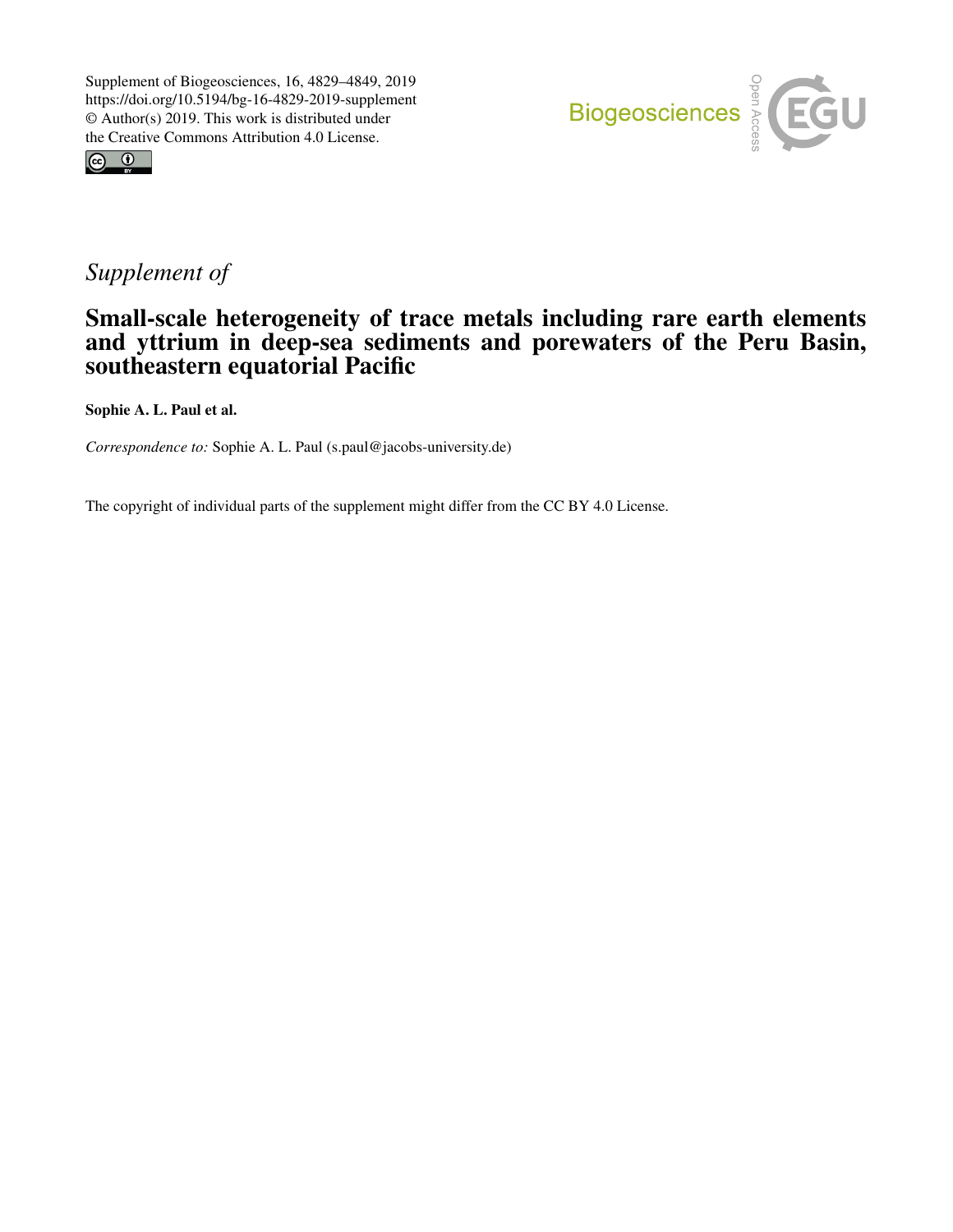Supplement of Biogeosciences, 16, 4829–4849, 2019
https://doi.org/10.5194/bg-16-4829-2019-supplement
© Author(s) 2019. This work is distributed under
the Creative Commons Attribution 4.0 License.

*Supplement of*

# Small-scale heterogeneity of trace metals including rare earth elements and yttrium in deep-sea sediments and porewaters of the Peru Basin, southeastern equatorial Pacific

**Sophie A. L. Paul et al.**

*Correspondence to:* Sophie A. L. Paul (s.paul@jacobs-university.de)

The copyright of individual parts of the supplement might differ from the CC BY 4.0 License.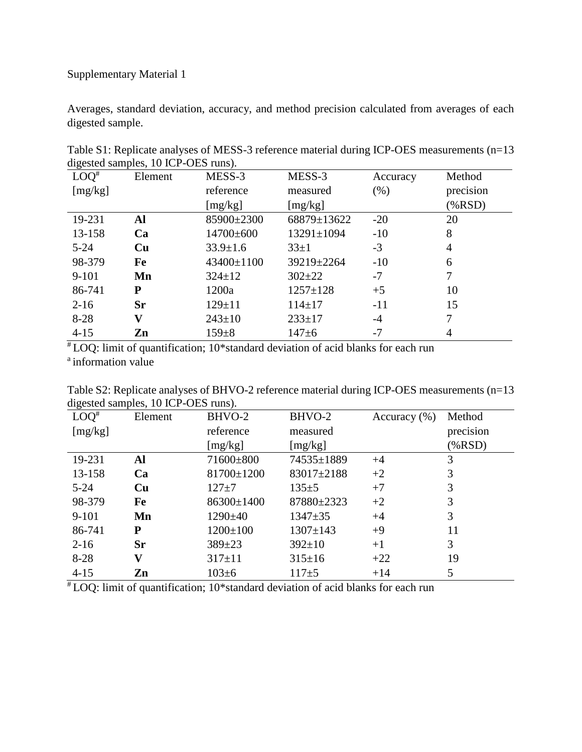Supplementary Material 1

Averages, standard deviation, accuracy, and method precision calculated from averages of each digested sample.

Table S1: Replicate analyses of MESS-3 reference material during ICP-OES measurements (n=13 digested samples, 10 ICP-OES runs).

| LOQ[#] [mg/kg] | Element | MESS-3 reference [mg/kg] | MESS-3 measured [mg/kg] | Accuracy (%) | Method precision (%RSD) |
|---|---|---|---|---|---|
| 19-231 | **Al** | 85900±2300 | 68879±13622 | -20 | 20 |
| 13-158 | **Ca** | 14700±600 | 13291±1094 | -10 | 8 |
| 5-24 | **Cu** | 33.9±1.6 | 33±1 | -3 | 4 |
| 98-379 | **Fe** | 43400±1100 | 39219±2264 | -10 | 6 |
| 9-101 | **Mn** | 324±12 | 302±22 | -7 | 7 |
| 86-741 | **P** | 1200a | 1257±128 | +5 | 10 |
| 2-16 | **Sr** | 129±11 | 114±17 | -11 | 15 |
| 8-28 | **V** | 243±10 | 233±17 | -4 | 7 |
| 4-15 | **Zn** | 159±8 | 147±6 | -7 | 4 |

[#] LOQ: limit of quantification; 10*standard deviation of acid blanks for each run

[a] information value

Table S2: Replicate analyses of BHVO-2 reference material during ICP-OES measurements (n=13 digested samples, 10 ICP-OES runs).

| LOQ[#] [mg/kg] | Element | BHVO-2 reference [mg/kg] | BHVO-2 measured [mg/kg] | Accuracy (%) | Method precision (%RSD) |
|---|---|---|---|---|---|
| 19-231 | **Al** | 71600±800 | 74535±1889 | +4 | 3 |
| 13-158 | **Ca** | 81700±1200 | 83017±2188 | +2 | 3 |
| 5-24 | **Cu** | 127±7 | 135±5 | +7 | 3 |
| 98-379 | **Fe** | 86300±1400 | 87880±2323 | +2 | 3 |
| 9-101 | **Mn** | 1290±40 | 1347±35 | +4 | 3 |
| 86-741 | **P** | 1200±100 | 1307±143 | +9 | 11 |
| 2-16 | **Sr** | 389±23 | 392±10 | +1 | 3 |
| 8-28 | **V** | 317±11 | 315±16 | +22 | 19 |
| 4-15 | **Zn** | 103±6 | 117±5 | +14 | 5 |

[#] LOQ: limit of quantification; 10*standard deviation of acid blanks for each run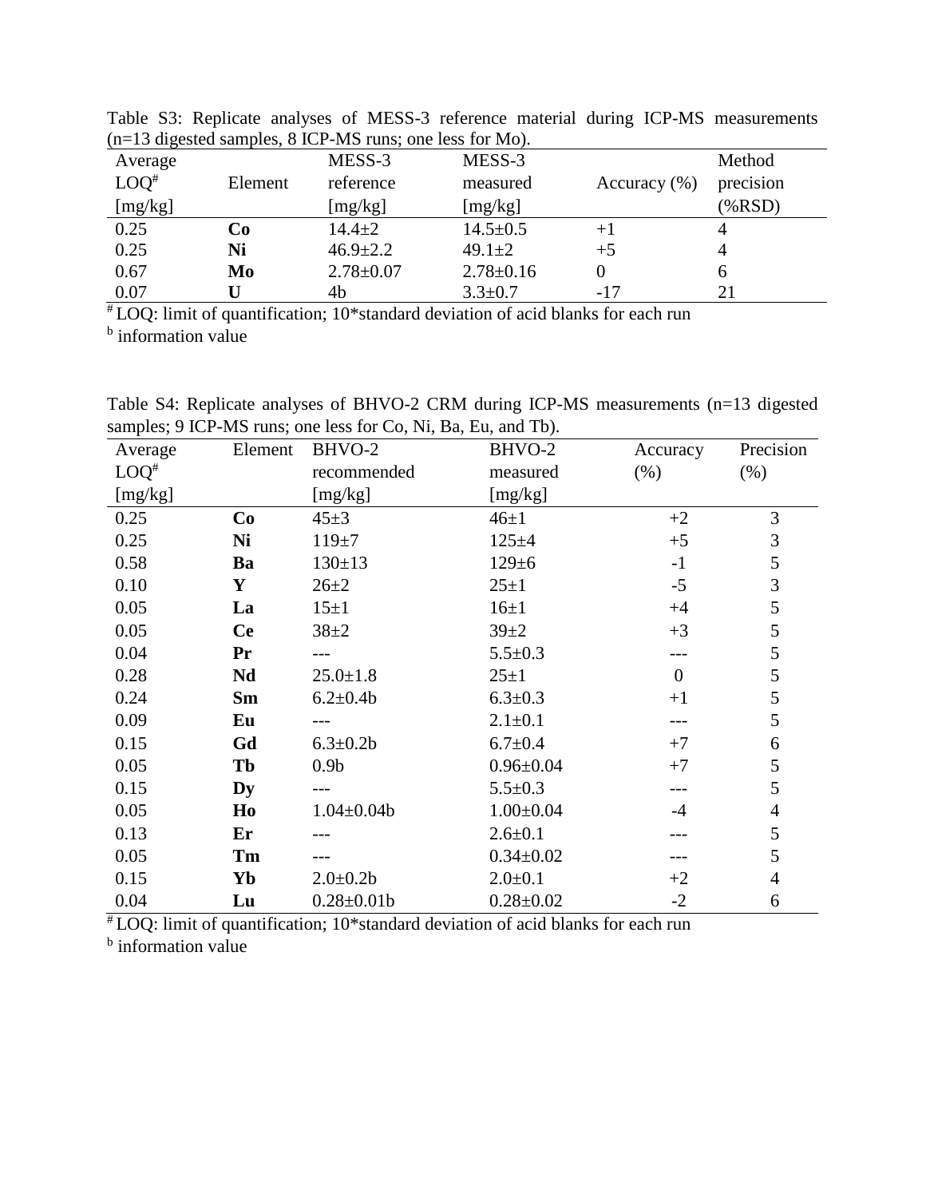Table S3: Replicate analyses of MESS-3 reference material during ICP-MS measurements (n=13 digested samples, 8 ICP-MS runs; one less for Mo).

| Average LOQ[#] [mg/kg] | Element | MESS-3 reference [mg/kg] | MESS-3 measured [mg/kg] | Accuracy (%) | Method precision (%RSD) |
|---|---|---|---|---|---|
| 0.25 | **Co** | 14.4±2 | 14.5±0.5 | +1 | 4 |
| 0.25 | **Ni** | 46.9±2.2 | 49.1±2 | +5 | 4 |
| 0.67 | **Mo** | 2.78±0.07 | 2.78±0.16 | 0 | 6 |
| 0.07 | **U** | 4b | 3.3±0.7 | -17 | 21 |

[#] LOQ: limit of quantification; 10*standard deviation of acid blanks for each run
[b] information value

Table S4: Replicate analyses of BHVO-2 CRM during ICP-MS measurements (n=13 digested samples; 9 ICP-MS runs; one less for Co, Ni, Ba, Eu, and Tb).

| Average LOQ[#] [mg/kg] | Element | BHVO-2 recommended [mg/kg] | BHVO-2 measured [mg/kg] | Accuracy (%) | Precision (%) |
|---|---|---|---|---|---|
| 0.25 | **Co** | 45±3 | 46±1 | +2 | 3 |
| 0.25 | **Ni** | 119±7 | 125±4 | +5 | 3 |
| 0.58 | **Ba** | 130±13 | 129±6 | -1 | 5 |
| 0.10 | **Y** | 26±2 | 25±1 | -5 | 3 |
| 0.05 | **La** | 15±1 | 16±1 | +4 | 5 |
| 0.05 | **Ce** | 38±2 | 39±2 | +3 | 5 |
| 0.04 | **Pr** | --- | 5.5±0.3 | --- | 5 |
| 0.28 | **Nd** | 25.0±1.8 | 25±1 | 0 | 5 |
| 0.24 | **Sm** | 6.2±0.4b | 6.3±0.3 | +1 | 5 |
| 0.09 | **Eu** | --- | 2.1±0.1 | --- | 5 |
| 0.15 | **Gd** | 6.3±0.2b | 6.7±0.4 | +7 | 6 |
| 0.05 | **Tb** | 0.9b | 0.96±0.04 | +7 | 5 |
| 0.15 | **Dy** | --- | 5.5±0.3 | --- | 5 |
| 0.05 | **Ho** | 1.04±0.04b | 1.00±0.04 | -4 | 4 |
| 0.13 | **Er** | --- | 2.6±0.1 | --- | 5 |
| 0.05 | **Tm** | --- | 0.34±0.02 | --- | 5 |
| 0.15 | **Yb** | 2.0±0.2b | 2.0±0.1 | +2 | 4 |
| 0.04 | **Lu** | 0.28±0.01b | 0.28±0.02 | -2 | 6 |

[#] LOQ: limit of quantification; 10*standard deviation of acid blanks for each run
[b] information value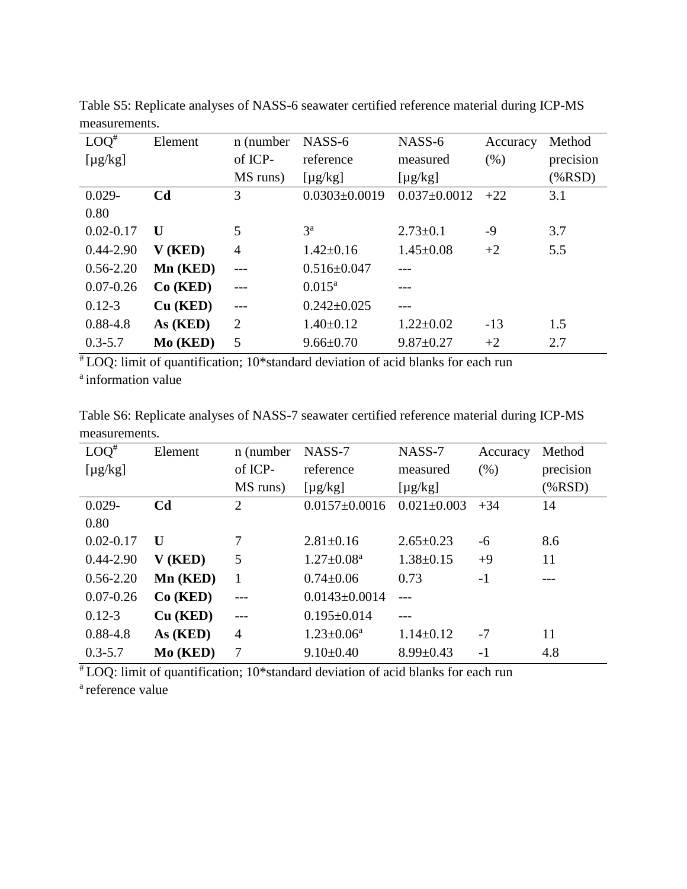Table S5: Replicate analyses of NASS-6 seawater certified reference material during ICP-MS measurements.

| LOQ[#] [µg/kg] | Element | n (number of ICP-MS runs) | NASS-6 reference [µg/kg] | NASS-6 measured [µg/kg] | Accuracy (%) | Method precision (%RSD) |
|---|---|---|---|---|---|---|
| 0.029-0.80 | **Cd** | 3 | 0.0303±0.0019 | 0.037±0.0012 | +22 | 3.1 |
| 0.02-0.17 | **U** | 5 | 3[a] | 2.73±0.1 | -9 | 3.7 |
| 0.44-2.90 | **V (KED)** | 4 | 1.42±0.16 | 1.45±0.08 | +2 | 5.5 |
| 0.56-2.20 | **Mn (KED)** | --- | 0.516±0.047 | --- | | |
| 0.07-0.26 | **Co (KED)** | --- | 0.015[a] | --- | | |
| 0.12-3 | **Cu (KED)** | --- | 0.242±0.025 | --- | | |
| 0.88-4.8 | **As (KED)** | 2 | 1.40±0.12 | 1.22±0.02 | -13 | 1.5 |
| 0.3-5.7 | **Mo (KED)** | 5 | 9.66±0.70 | 9.87±0.27 | +2 | 2.7 |

[#] LOQ: limit of quantification; 10*standard deviation of acid blanks for each run

[a] information value

Table S6: Replicate analyses of NASS-7 seawater certified reference material during ICP-MS measurements.

| LOQ[#] [µg/kg] | Element | n (number of ICP-MS runs) | NASS-7 reference [µg/kg] | NASS-7 measured [µg/kg] | Accuracy (%) | Method precision (%RSD) |
|---|---|---|---|---|---|---|
| 0.029-0.80 | **Cd** | 2 | 0.0157±0.0016 | 0.021±0.003 | +34 | 14 |
| 0.02-0.17 | **U** | 7 | 2.81±0.16 | 2.65±0.23 | -6 | 8.6 |
| 0.44-2.90 | **V (KED)** | 5 | 1.27±0.08[a] | 1.38±0.15 | +9 | 11 |
| 0.56-2.20 | **Mn (KED)** | 1 | 0.74±0.06 | 0.73 | -1 | --- |
| 0.07-0.26 | **Co (KED)** | --- | 0.0143±0.0014 | --- | | |
| 0.12-3 | **Cu (KED)** | --- | 0.195±0.014 | --- | | |
| 0.88-4.8 | **As (KED)** | 4 | 1.23±0.06[a] | 1.14±0.12 | -7 | 11 |
| 0.3-5.7 | **Mo (KED)** | 7 | 9.10±0.40 | 8.99±0.43 | -1 | 4.8 |

[#] LOQ: limit of quantification; 10*standard deviation of acid blanks for each run

[a] reference value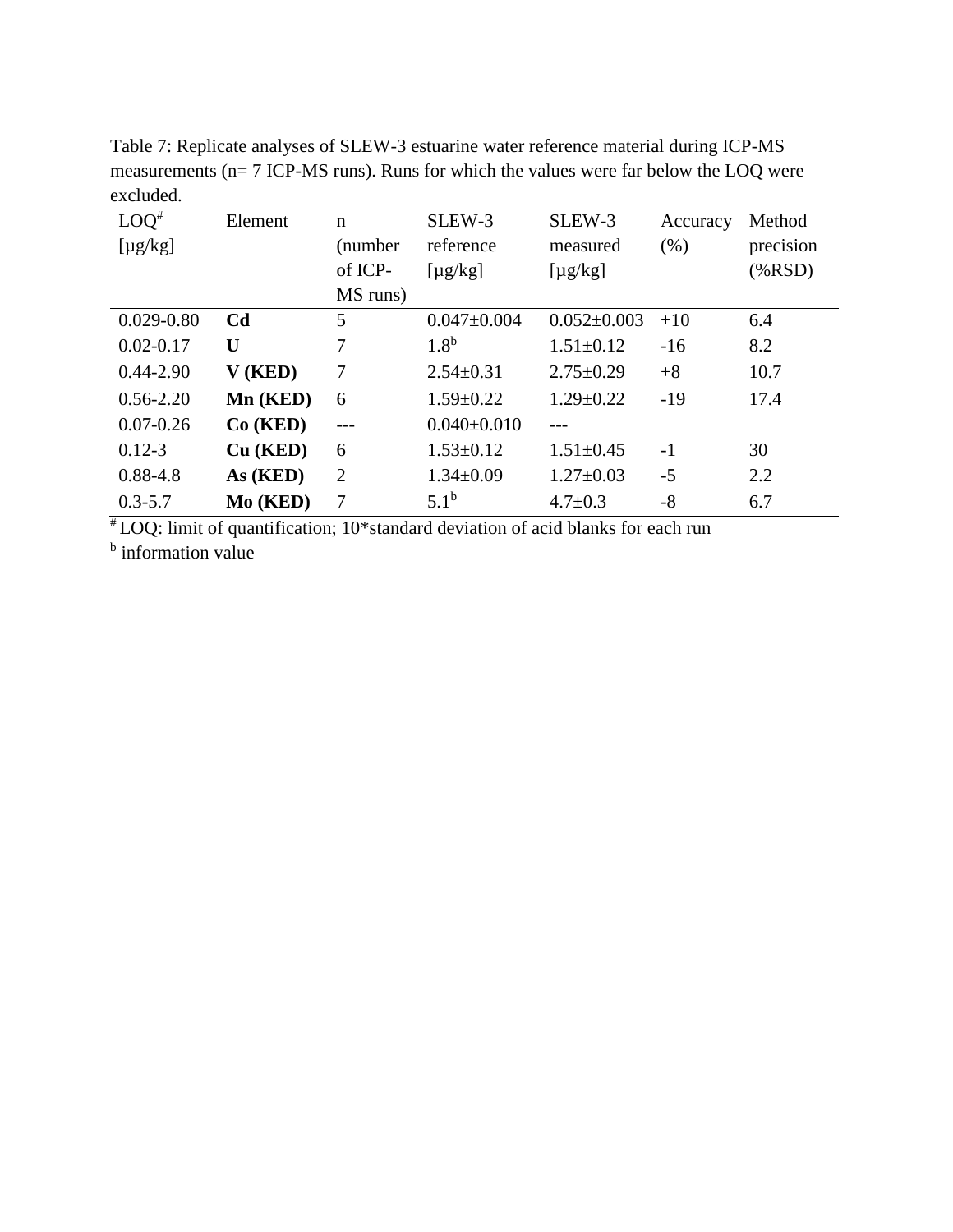Table 7: Replicate analyses of SLEW-3 estuarine water reference material during ICP-MS measurements (n= 7 ICP-MS runs). Runs for which the values were far below the LOQ were excluded.

| LOQ[#] [µg/kg] | Element | n (number of ICP-MS runs) | SLEW-3 reference [µg/kg] | SLEW-3 measured [µg/kg] | Accuracy (%) | Method precision (%RSD) |
|---|---|---|---|---|---|---|
| 0.029-0.80 | **Cd** | 5 | 0.047±0.004 | 0.052±0.003 | +10 | 6.4 |
| 0.02-0.17 | **U** | 7 | 1.8[b] | 1.51±0.12 | -16 | 8.2 |
| 0.44-2.90 | **V (KED)** | 7 | 2.54±0.31 | 2.75±0.29 | +8 | 10.7 |
| 0.56-2.20 | **Mn (KED)** | 6 | 1.59±0.22 | 1.29±0.22 | -19 | 17.4 |
| 0.07-0.26 | **Co (KED)** | --- | 0.040±0.010 | --- | | |
| 0.12-3 | **Cu (KED)** | 6 | 1.53±0.12 | 1.51±0.45 | -1 | 30 |
| 0.88-4.8 | **As (KED)** | 2 | 1.34±0.09 | 1.27±0.03 | -5 | 2.2 |
| 0.3-5.7 | **Mo (KED)** | 7 | 5.1[b] | 4.7±0.3 | -8 | 6.7 |

[#] LOQ: limit of quantification; 10*standard deviation of acid blanks for each run

[b] information value